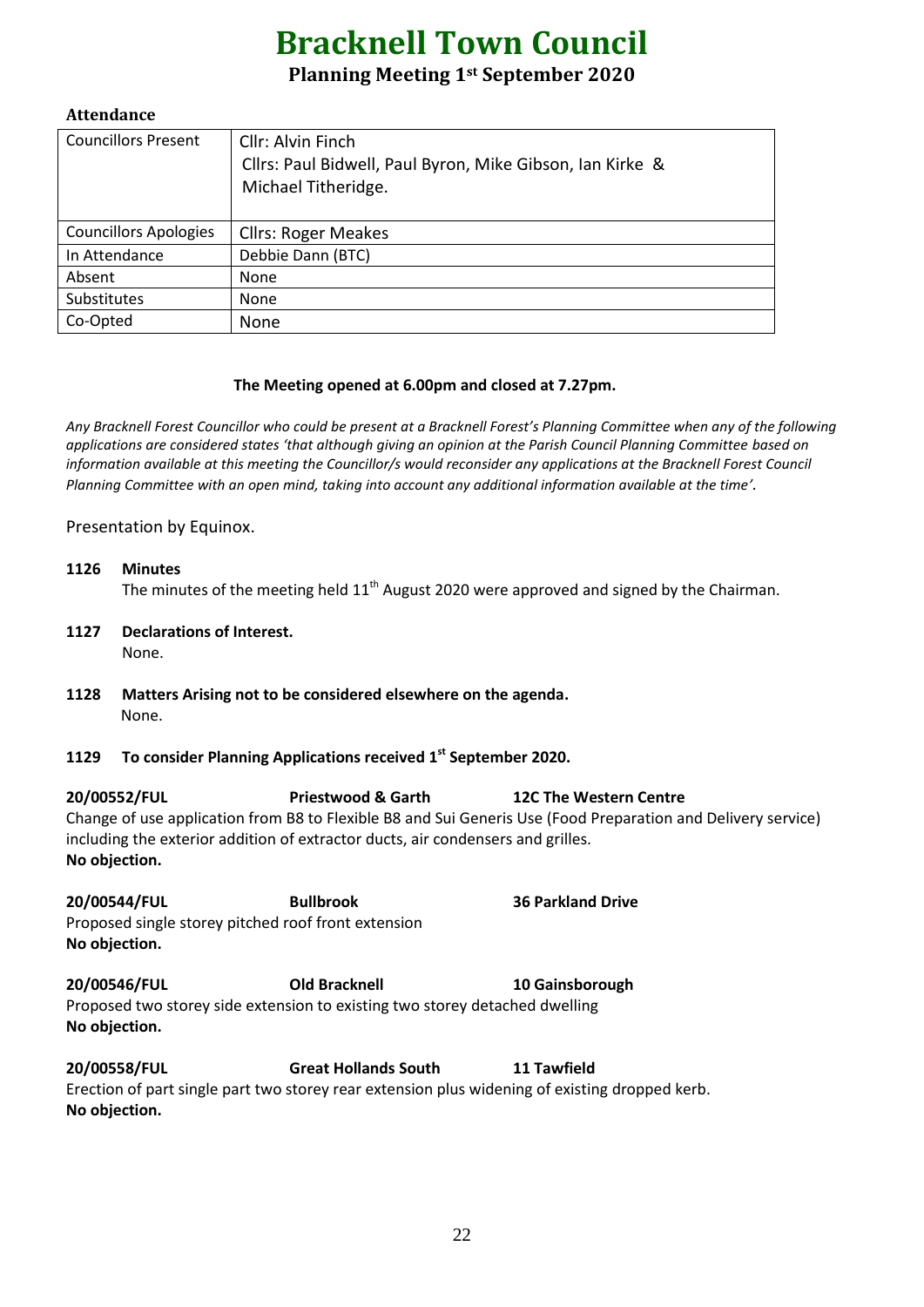# Bracknell Town Council

## Planning Meeting 1st September 2020

### Attendance

| | |
|---|---|
| Councillors Present | Cllr: Alvin Finch<br>Cllrs: Paul Bidwell, Paul Byron, Mike Gibson, Ian Kirke & Michael Titheridge. |
| Councillors Apologies | Cllrs: Roger Meakes |
| In Attendance | Debbie Dann (BTC) |
| Absent | None |
| Substitutes | None |
| Co-Opted | None |

**The Meeting opened at 6.00pm and closed at 7.27pm.**

*Any Bracknell Forest Councillor who could be present at a Bracknell Forest's Planning Committee when any of the following applications are considered states 'that although giving an opinion at the Parish Council Planning Committee based on information available at this meeting the Councillor/s would reconsider any applications at the Bracknell Forest Council Planning Committee with an open mind, taking into account any additional information available at the time'.*

Presentation by Equinox.

**1126 Minutes**

The minutes of the meeting held 11th August 2020 were approved and signed by the Chairman.

**1127 Declarations of Interest.**

None.

**1128 Matters Arising not to be considered elsewhere on the agenda.**

None.

**1129 To consider Planning Applications received 1st September 2020.**

**20/00552/FUL** **Priestwood & Garth** **12C The Western Centre**

Change of use application from B8 to Flexible B8 and Sui Generis Use (Food Preparation and Delivery service) including the exterior addition of extractor ducts, air condensers and grilles.

**No objection.**

**20/00544/FUL** **Bullbrook** **36 Parkland Drive**

Proposed single storey pitched roof front extension

**No objection.**

**20/00546/FUL** **Old Bracknell** **10 Gainsborough**

Proposed two storey side extension to existing two storey detached dwelling

**No objection.**

**20/00558/FUL** **Great Hollands South** **11 Tawfield**

Erection of part single part two storey rear extension plus widening of existing dropped kerb.

**No objection.**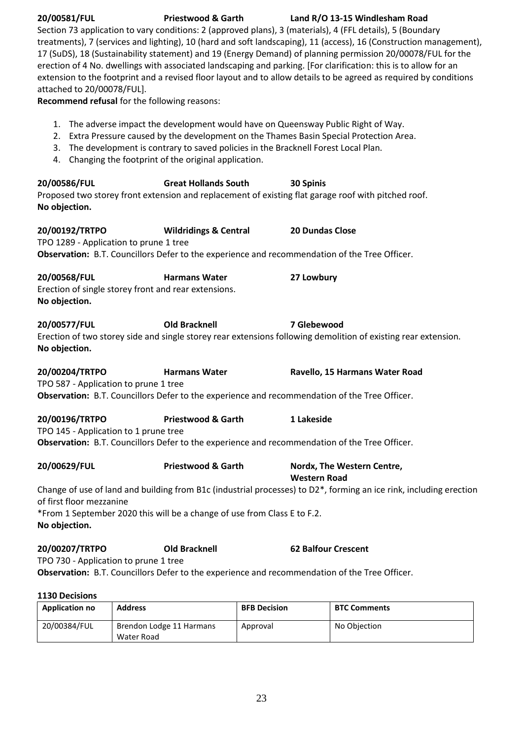**20/00581/FUL** **Priestwood & Garth** **Land R/O 13-15 Windlesham Road**

Section 73 application to vary conditions: 2 (approved plans), 3 (materials), 4 (FFL details), 5 (Boundary treatments), 7 (services and lighting), 10 (hard and soft landscaping), 11 (access), 16 (Construction management), 17 (SuDS), 18 (Sustainability statement) and 19 (Energy Demand) of planning permission 20/00078/FUL for the erection of 4 No. dwellings with associated landscaping and parking. [For clarification: this is to allow for an extension to the footprint and a revised floor layout and to allow details to be agreed as required by conditions attached to 20/00078/FUL].

**Recommend refusal** for the following reasons:

1. The adverse impact the development would have on Queensway Public Right of Way.
2. Extra Pressure caused by the development on the Thames Basin Special Protection Area.
3. The development is contrary to saved policies in the Bracknell Forest Local Plan.
4. Changing the footprint of the original application.

**20/00586/FUL** **Great Hollands South** **30 Spinis**

Proposed two storey front extension and replacement of existing flat garage roof with pitched roof.

**No objection.**

**20/00192/TRTPO** **Wildridings & Central** **20 Dundas Close**

TPO 1289 - Application to prune 1 tree

**Observation:** B.T. Councillors Defer to the experience and recommendation of the Tree Officer.

**20/00568/FUL** **Harmans Water** **27 Lowbury**

Erection of single storey front and rear extensions.

**No objection.**

**20/00577/FUL** **Old Bracknell** **7 Glebewood**

Erection of two storey side and single storey rear extensions following demolition of existing rear extension.

**No objection.**

**20/00204/TRTPO** **Harmans Water** **Ravello, 15 Harmans Water Road**

TPO 587 - Application to prune 1 tree

**Observation:** B.T. Councillors Defer to the experience and recommendation of the Tree Officer.

**20/00196/TRTPO** **Priestwood & Garth** **1 Lakeside**

TPO 145 - Application to 1 prune tree

**Observation:** B.T. Councillors Defer to the experience and recommendation of the Tree Officer.

**20/00629/FUL** **Priestwood & Garth** **Nordx, The Western Centre, Western Road**

Change of use of land and building from B1c (industrial processes) to D2*, forming an ice rink, including erection of first floor mezzanine

*From 1 September 2020 this will be a change of use from Class E to F.2.

**No objection.**

**20/00207/TRTPO** **Old Bracknell** **62 Balfour Crescent**

TPO 730 - Application to prune 1 tree

**Observation:** B.T. Councillors Defer to the experience and recommendation of the Tree Officer.

**1130 Decisions**

| Application no | Address | BFB Decision | BTC Comments |
|---|---|---|---|
| 20/00384/FUL | Brendon Lodge 11 Harmans Water Road | Approval | No Objection |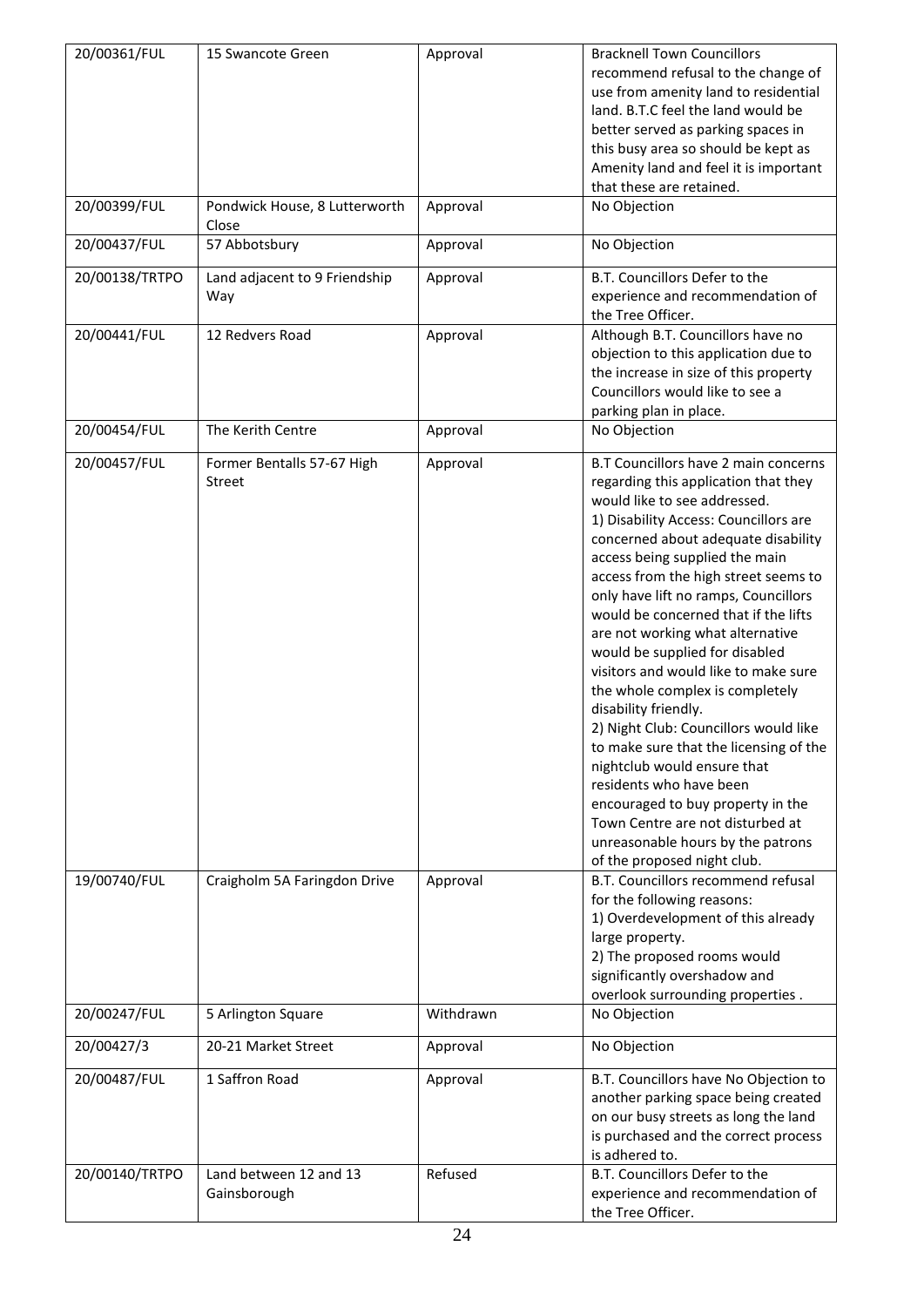| | | | |
|---|---|---|---|
| 20/00361/FUL | 15 Swancote Green | Approval | Bracknell Town Councillors recommend refusal to the change of use from amenity land to residential land. B.T.C feel the land would be better served as parking spaces in this busy area so should be kept as Amenity land and feel it is important that these are retained. |
| 20/00399/FUL | Pondwick House, 8 Lutterworth Close | Approval | No Objection |
| 20/00437/FUL | 57 Abbotsbury | Approval | No Objection |
| 20/00138/TRTPO | Land adjacent to 9 Friendship Way | Approval | B.T. Councillors Defer to the experience and recommendation of the Tree Officer. |
| 20/00441/FUL | 12 Redvers Road | Approval | Although B.T. Councillors have no objection to this application due to the increase in size of this property Councillors would like to see a parking plan in place. |
| 20/00454/FUL | The Kerith Centre | Approval | No Objection |
| 20/00457/FUL | Former Bentalls 57-67 High Street | Approval | B.T Councillors have 2 main concerns regarding this application that they would like to see addressed.<br>1) Disability Access: Councillors are concerned about adequate disability access being supplied the main access from the high street seems to only have lift no ramps, Councillors would be concerned that if the lifts are not working what alternative would be supplied for disabled visitors and would like to make sure the whole complex is completely disability friendly.<br>2) Night Club: Councillors would like to make sure that the licensing of the nightclub would ensure that residents who have been encouraged to buy property in the Town Centre are not disturbed at unreasonable hours by the patrons of the proposed night club. |
| 19/00740/FUL | Craigholm 5A Faringdon Drive | Approval | B.T. Councillors recommend refusal for the following reasons:<br>1) Overdevelopment of this already large property.<br>2) The proposed rooms would significantly overshadow and overlook surrounding properties . |
| 20/00247/FUL | 5 Arlington Square | Withdrawn | No Objection |
| 20/00427/3 | 20-21 Market Street | Approval | No Objection |
| 20/00487/FUL | 1 Saffron Road | Approval | B.T. Councillors have No Objection to another parking space being created on our busy streets as long the land is purchased and the correct process is adhered to. |
| 20/00140/TRTPO | Land between 12 and 13 Gainsborough | Refused | B.T. Councillors Defer to the experience and recommendation of the Tree Officer. |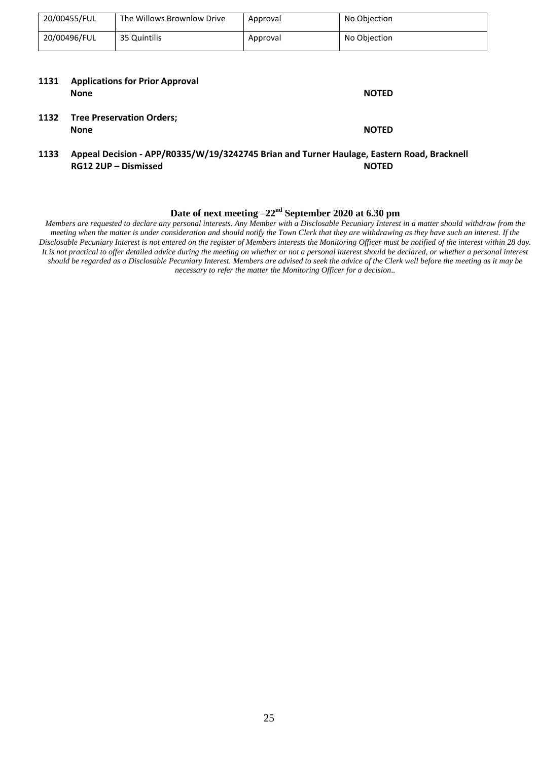| | | | |
|---|---|---|---|
| 20/00455/FUL | The Willows Brownlow Drive | Approval | No Objection |
| 20/00496/FUL | 35 Quintilis | Approval | No Objection |

**1131 Applications for Prior Approval**
**None** **NOTED**

**1132 Tree Preservation Orders;**
**None** **NOTED**

**1133 Appeal Decision - APP/R0335/W/19/3242745 Brian and Turner Haulage, Eastern Road, Bracknell RG12 2UP – Dismissed** **NOTED**

**Date of next meeting –22nd September 2020 at 6.30 pm**

*Members are requested to declare any personal interests. Any Member with a Disclosable Pecuniary Interest in a matter should withdraw from the meeting when the matter is under consideration and should notify the Town Clerk that they are withdrawing as they have such an interest. If the Disclosable Pecuniary Interest is not entered on the register of Members interests the Monitoring Officer must be notified of the interest within 28 day. It is not practical to offer detailed advice during the meeting on whether or not a personal interest should be declared, or whether a personal interest should be regarded as a Disclosable Pecuniary Interest. Members are advised to seek the advice of the Clerk well before the meeting as it may be necessary to refer the matter the Monitoring Officer for a decision..*